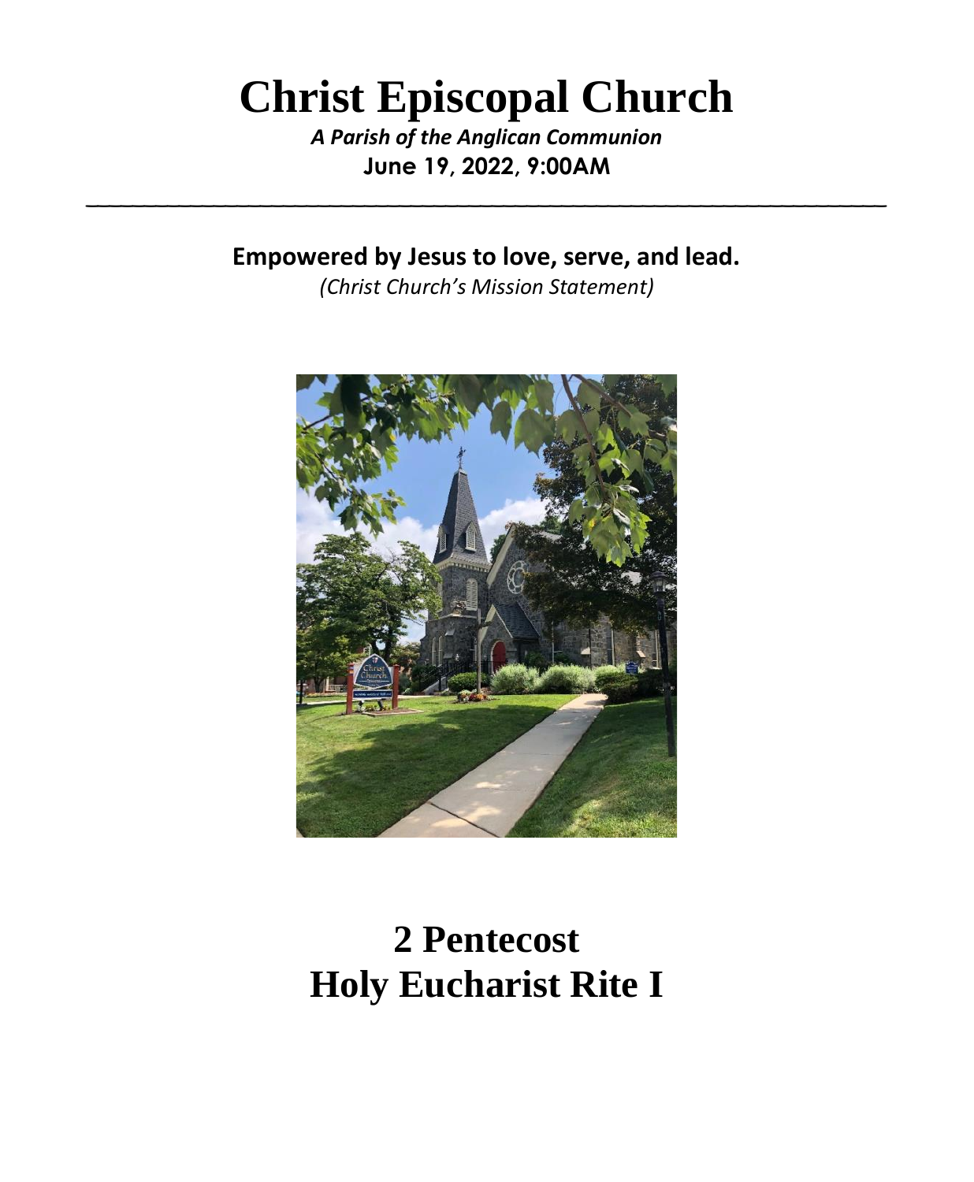# Christ Episcopal Church

***A Parish of the Anglican Communion***

**June 19, 2022, 9:00AM**

---

**Empowered by Jesus to love, serve, and lead.**

*(Christ Church's Mission Statement)*

# 2 Pentecost
# Holy Eucharist Rite I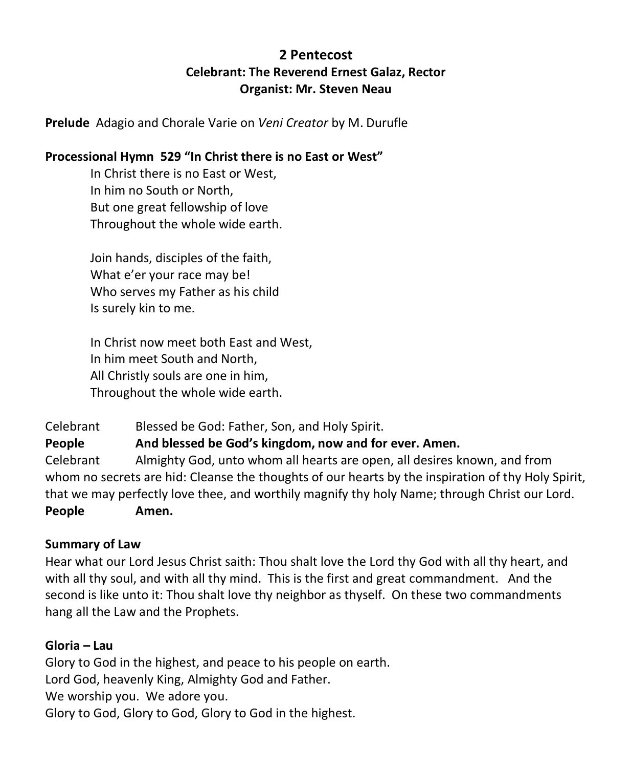**2 Pentecost**
**Celebrant: The Reverend Ernest Galaz, Rector**
**Organist: Mr. Steven Neau**

**Prelude** Adagio and Chorale Varie on *Veni Creator* by M. Durufle

**Processional Hymn 529 "In Christ there is no East or West"**

In Christ there is no East or West,
In him no South or North,
But one great fellowship of love
Throughout the whole wide earth.

Join hands, disciples of the faith,
What e'er your race may be!
Who serves my Father as his child
Is surely kin to me.

In Christ now meet both East and West,
In him meet South and North,
All Christly souls are one in him,
Throughout the whole wide earth.

Celebrant Blessed be God: Father, Son, and Holy Spirit.
**People And blessed be God's kingdom, now and for ever. Amen.**
Celebrant Almighty God, unto whom all hearts are open, all desires known, and from whom no secrets are hid: Cleanse the thoughts of our hearts by the inspiration of thy Holy Spirit, that we may perfectly love thee, and worthily magnify thy holy Name; through Christ our Lord.
**People Amen.**

**Summary of Law**

Hear what our Lord Jesus Christ saith: Thou shalt love the Lord thy God with all thy heart, and with all thy soul, and with all thy mind. This is the first and great commandment. And the second is like unto it: Thou shalt love thy neighbor as thyself. On these two commandments hang all the Law and the Prophets.

**Gloria – Lau**

Glory to God in the highest, and peace to his people on earth.
Lord God, heavenly King, Almighty God and Father.
We worship you. We adore you.
Glory to God, Glory to God, Glory to God in the highest.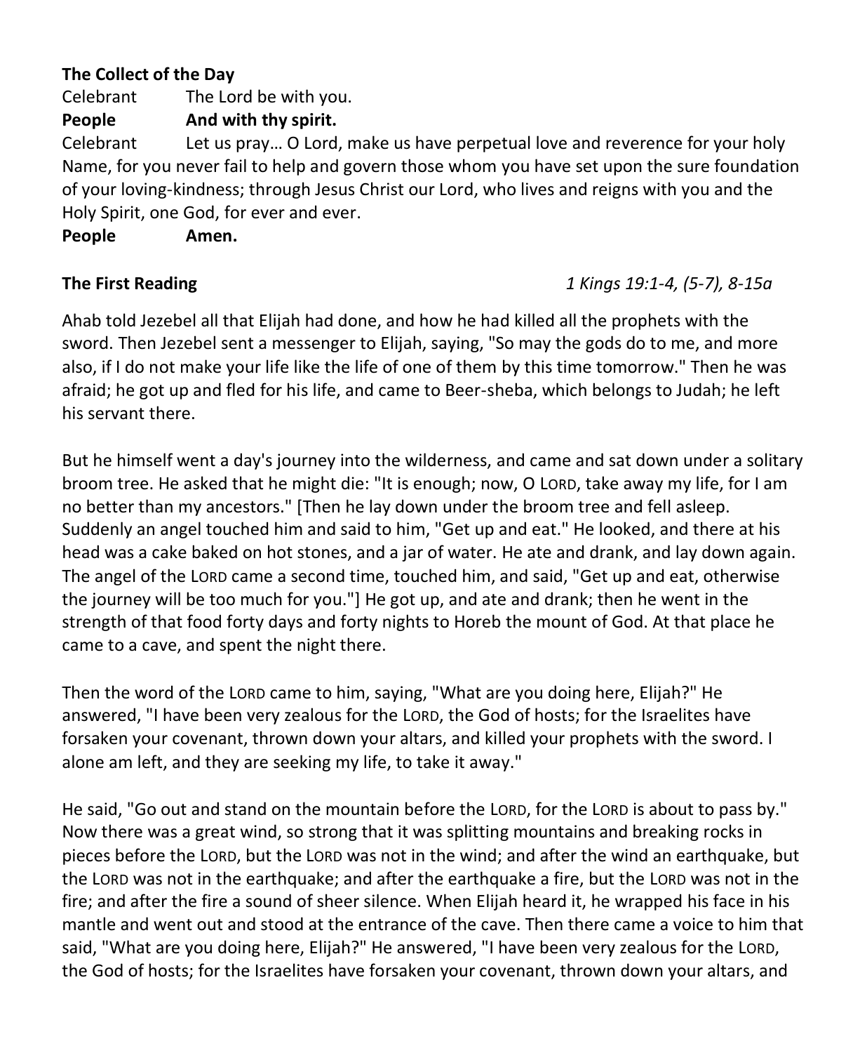**The Collect of the Day**

Celebrant The Lord be with you.

**People And with thy spirit.**

Celebrant Let us pray… O Lord, make us have perpetual love and reverence for your holy Name, for you never fail to help and govern those whom you have set upon the sure foundation of your loving-kindness; through Jesus Christ our Lord, who lives and reigns with you and the Holy Spirit, one God, for ever and ever.

**People Amen.**

**The First Reading** *1 Kings 19:1-4, (5-7), 8-15a*

Ahab told Jezebel all that Elijah had done, and how he had killed all the prophets with the sword. Then Jezebel sent a messenger to Elijah, saying, "So may the gods do to me, and more also, if I do not make your life like the life of one of them by this time tomorrow." Then he was afraid; he got up and fled for his life, and came to Beer-sheba, which belongs to Judah; he left his servant there.

But he himself went a day's journey into the wilderness, and came and sat down under a solitary broom tree. He asked that he might die: "It is enough; now, O LORD, take away my life, for I am no better than my ancestors." [Then he lay down under the broom tree and fell asleep. Suddenly an angel touched him and said to him, "Get up and eat." He looked, and there at his head was a cake baked on hot stones, and a jar of water. He ate and drank, and lay down again. The angel of the LORD came a second time, touched him, and said, "Get up and eat, otherwise the journey will be too much for you."] He got up, and ate and drank; then he went in the strength of that food forty days and forty nights to Horeb the mount of God. At that place he came to a cave, and spent the night there.

Then the word of the LORD came to him, saying, "What are you doing here, Elijah?" He answered, "I have been very zealous for the LORD, the God of hosts; for the Israelites have forsaken your covenant, thrown down your altars, and killed your prophets with the sword. I alone am left, and they are seeking my life, to take it away."

He said, "Go out and stand on the mountain before the LORD, for the LORD is about to pass by." Now there was a great wind, so strong that it was splitting mountains and breaking rocks in pieces before the LORD, but the LORD was not in the wind; and after the wind an earthquake, but the LORD was not in the earthquake; and after the earthquake a fire, but the LORD was not in the fire; and after the fire a sound of sheer silence. When Elijah heard it, he wrapped his face in his mantle and went out and stood at the entrance of the cave. Then there came a voice to him that said, "What are you doing here, Elijah?" He answered, "I have been very zealous for the LORD, the God of hosts; for the Israelites have forsaken your covenant, thrown down your altars, and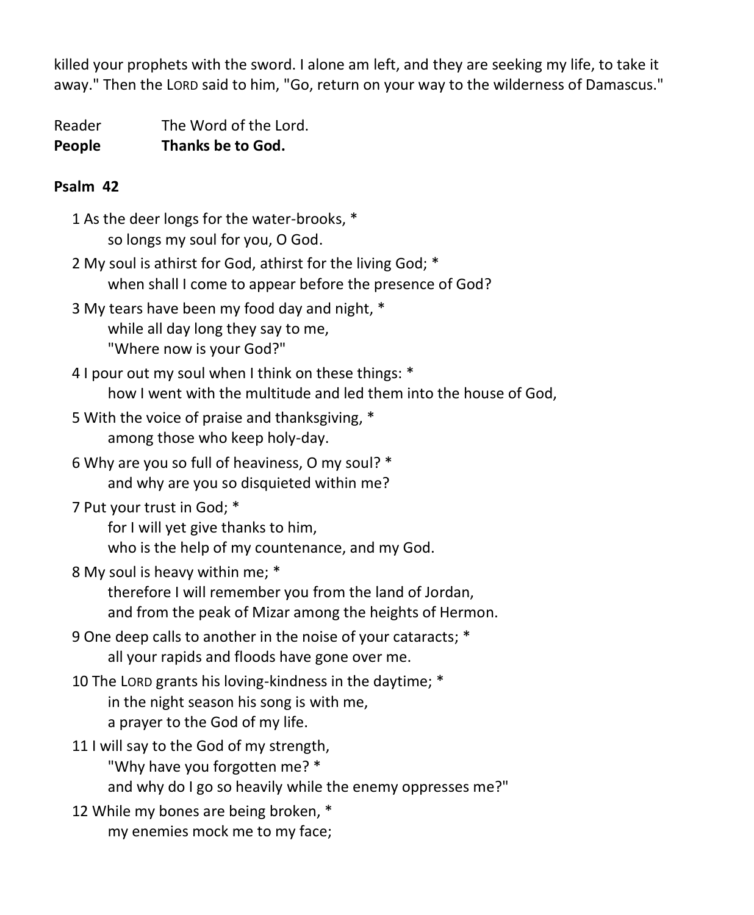killed your prophets with the sword. I alone am left, and they are seeking my life, to take it away." Then the LORD said to him, "Go, return on your way to the wilderness of Damascus."

Reader The Word of the Lord.
**People Thanks be to God.**

**Psalm 42**

1 As the deer longs for the water-brooks, *
so longs my soul for you, O God.

2 My soul is athirst for God, athirst for the living God; *
when shall I come to appear before the presence of God?

3 My tears have been my food day and night, *
while all day long they say to me,
"Where now is your God?"

4 I pour out my soul when I think on these things: *
how I went with the multitude and led them into the house of God,

5 With the voice of praise and thanksgiving, *
among those who keep holy-day.

6 Why are you so full of heaviness, O my soul? *
and why are you so disquieted within me?

7 Put your trust in God; *
for I will yet give thanks to him,
who is the help of my countenance, and my God.

8 My soul is heavy within me; *
therefore I will remember you from the land of Jordan,
and from the peak of Mizar among the heights of Hermon.

9 One deep calls to another in the noise of your cataracts; *
all your rapids and floods have gone over me.

10 The LORD grants his loving-kindness in the daytime; *
in the night season his song is with me,
a prayer to the God of my life.

11 I will say to the God of my strength,
"Why have you forgotten me? *
and why do I go so heavily while the enemy oppresses me?"

12 While my bones are being broken, *
my enemies mock me to my face;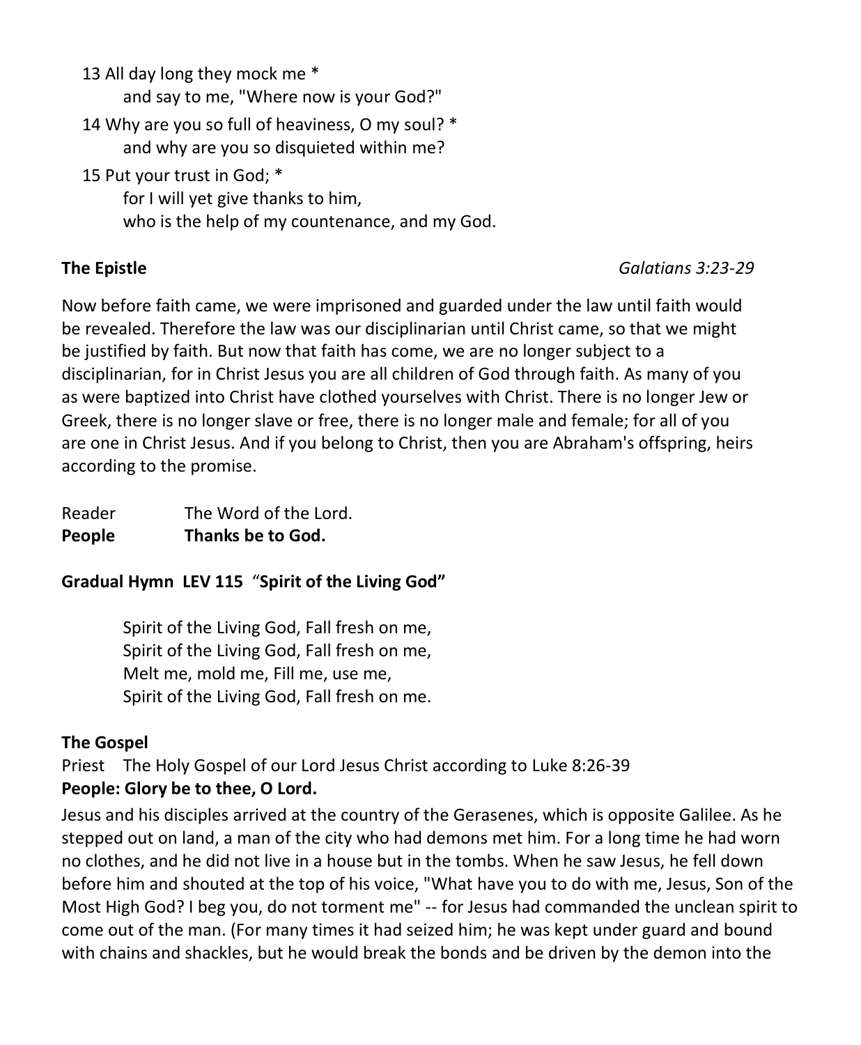13 All day long they mock me *
    and say to me, "Where now is your God?"

14 Why are you so full of heaviness, O my soul? *
    and why are you so disquieted within me?

15 Put your trust in God; *
    for I will yet give thanks to him,
    who is the help of my countenance, and my God.

**The Epistle** *Galatians 3:23-29*

Now before faith came, we were imprisoned and guarded under the law until faith would be revealed. Therefore the law was our disciplinarian until Christ came, so that we might be justified by faith. But now that faith has come, we are no longer subject to a disciplinarian, for in Christ Jesus you are all children of God through faith. As many of you as were baptized into Christ have clothed yourselves with Christ. There is no longer Jew or Greek, there is no longer slave or free, there is no longer male and female; for all of you are one in Christ Jesus. And if you belong to Christ, then you are Abraham's offspring, heirs according to the promise.

Reader The Word of the Lord.
**People Thanks be to God.**

**Gradual Hymn LEV 115 "Spirit of the Living God"**

Spirit of the Living God, Fall fresh on me,
Spirit of the Living God, Fall fresh on me,
Melt me, mold me, Fill me, use me,
Spirit of the Living God, Fall fresh on me.

**The Gospel**

Priest The Holy Gospel of our Lord Jesus Christ according to Luke 8:26-39
**People: Glory be to thee, O Lord.**

Jesus and his disciples arrived at the country of the Gerasenes, which is opposite Galilee. As he stepped out on land, a man of the city who had demons met him. For a long time he had worn no clothes, and he did not live in a house but in the tombs. When he saw Jesus, he fell down before him and shouted at the top of his voice, "What have you to do with me, Jesus, Son of the Most High God? I beg you, do not torment me" -- for Jesus had commanded the unclean spirit to come out of the man. (For many times it had seized him; he was kept under guard and bound with chains and shackles, but he would break the bonds and be driven by the demon into the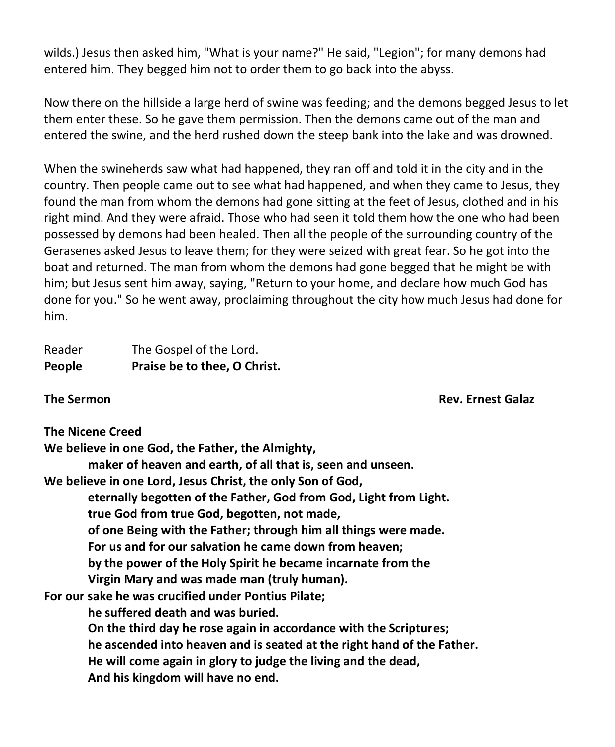wilds.) Jesus then asked him, "What is your name?" He said, "Legion"; for many demons had entered him. They begged him not to order them to go back into the abyss.

Now there on the hillside a large herd of swine was feeding; and the demons begged Jesus to let them enter these. So he gave them permission. Then the demons came out of the man and entered the swine, and the herd rushed down the steep bank into the lake and was drowned.

When the swineherds saw what had happened, they ran off and told it in the city and in the country. Then people came out to see what had happened, and when they came to Jesus, they found the man from whom the demons had gone sitting at the feet of Jesus, clothed and in his right mind. And they were afraid. Those who had seen it told them how the one who had been possessed by demons had been healed. Then all the people of the surrounding country of the Gerasenes asked Jesus to leave them; for they were seized with great fear. So he got into the boat and returned. The man from whom the demons had gone begged that he might be with him; but Jesus sent him away, saying, "Return to your home, and declare how much God has done for you." So he went away, proclaiming throughout the city how much Jesus had done for him.

Reader The Gospel of the Lord.
**People Praise be to thee, O Christ.**

**The Sermon** **Rev. Ernest Galaz**

**The Nicene Creed**
**We believe in one God, the Father, the Almighty,**
**maker of heaven and earth, of all that is, seen and unseen.**
**We believe in one Lord, Jesus Christ, the only Son of God,**
**eternally begotten of the Father, God from God, Light from Light.**
**true God from true God, begotten, not made,**
**of one Being with the Father; through him all things were made.**
**For us and for our salvation he came down from heaven;**
**by the power of the Holy Spirit he became incarnate from the**
**Virgin Mary and was made man (truly human).**
**For our sake he was crucified under Pontius Pilate;**
**he suffered death and was buried.**
**On the third day he rose again in accordance with the Scriptures;**
**he ascended into heaven and is seated at the right hand of the Father.**
**He will come again in glory to judge the living and the dead,**
**And his kingdom will have no end.**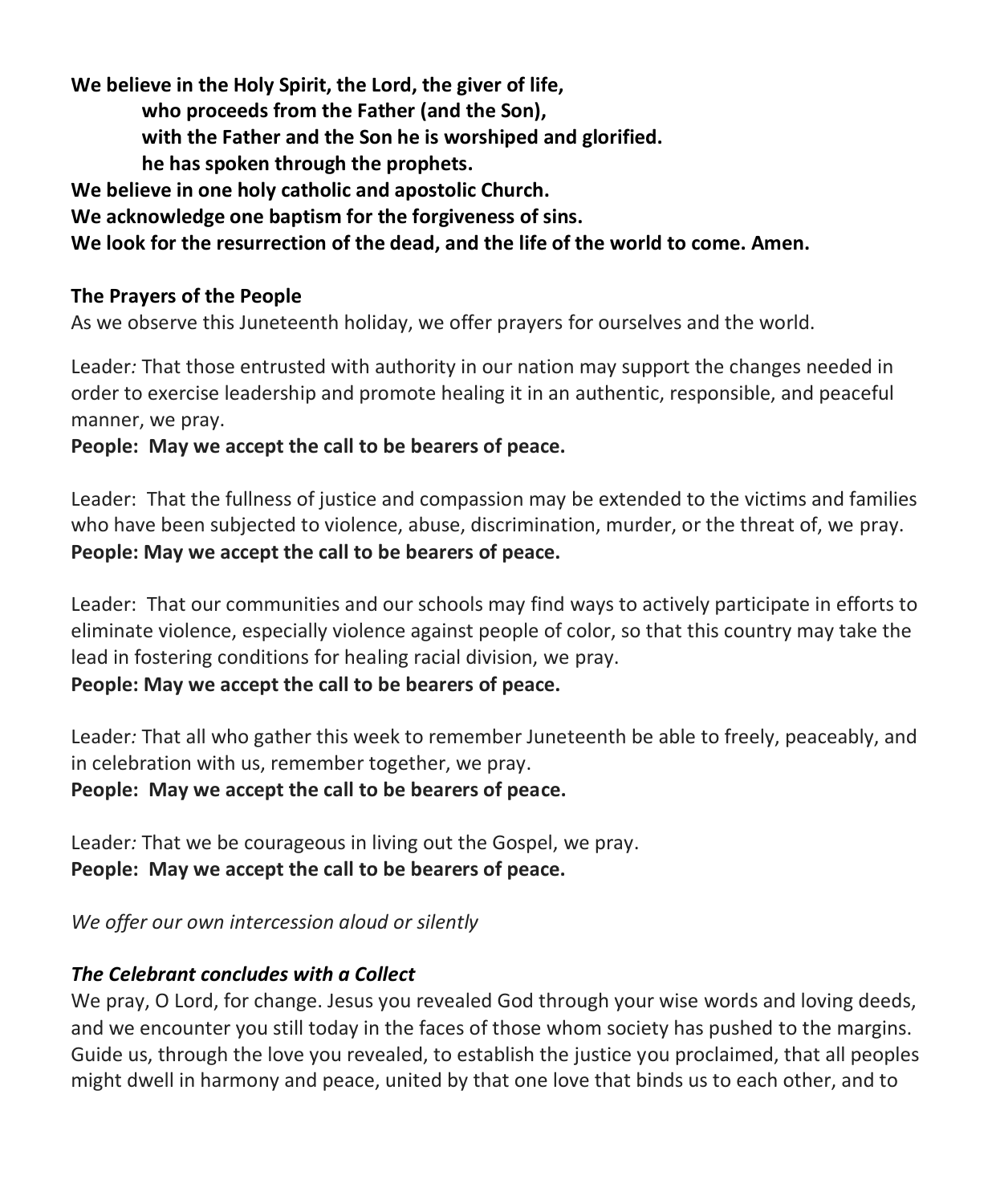**We believe in the Holy Spirit, the Lord, the giver of life,**
**who proceeds from the Father (and the Son),**
**with the Father and the Son he is worshiped and glorified.**
**he has spoken through the prophets.**
**We believe in one holy catholic and apostolic Church.**
**We acknowledge one baptism for the forgiveness of sins.**
**We look for the resurrection of the dead, and the life of the world to come. Amen.**

**The Prayers of the People**

As we observe this Juneteenth holiday, we offer prayers for ourselves and the world.

Leader*:* That those entrusted with authority in our nation may support the changes needed in order to exercise leadership and promote healing it in an authentic, responsible, and peaceful manner, we pray.
**People: May we accept the call to be bearers of peace.**

Leader: That the fullness of justice and compassion may be extended to the victims and families who have been subjected to violence, abuse, discrimination, murder, or the threat of, we pray.
**People: May we accept the call to be bearers of peace.**

Leader: That our communities and our schools may find ways to actively participate in efforts to eliminate violence, especially violence against people of color, so that this country may take the lead in fostering conditions for healing racial division, we pray.
**People: May we accept the call to be bearers of peace.**

Leader*:* That all who gather this week to remember Juneteenth be able to freely, peaceably, and in celebration with us, remember together, we pray.
**People: May we accept the call to be bearers of peace.**

Leader*:* That we be courageous in living out the Gospel, we pray.
**People: May we accept the call to be bearers of peace.**

*We offer our own intercession aloud or silently*

***The Celebrant concludes with a Collect***

We pray, O Lord, for change. Jesus you revealed God through your wise words and loving deeds, and we encounter you still today in the faces of those whom society has pushed to the margins. Guide us, through the love you revealed, to establish the justice you proclaimed, that all peoples might dwell in harmony and peace, united by that one love that binds us to each other, and to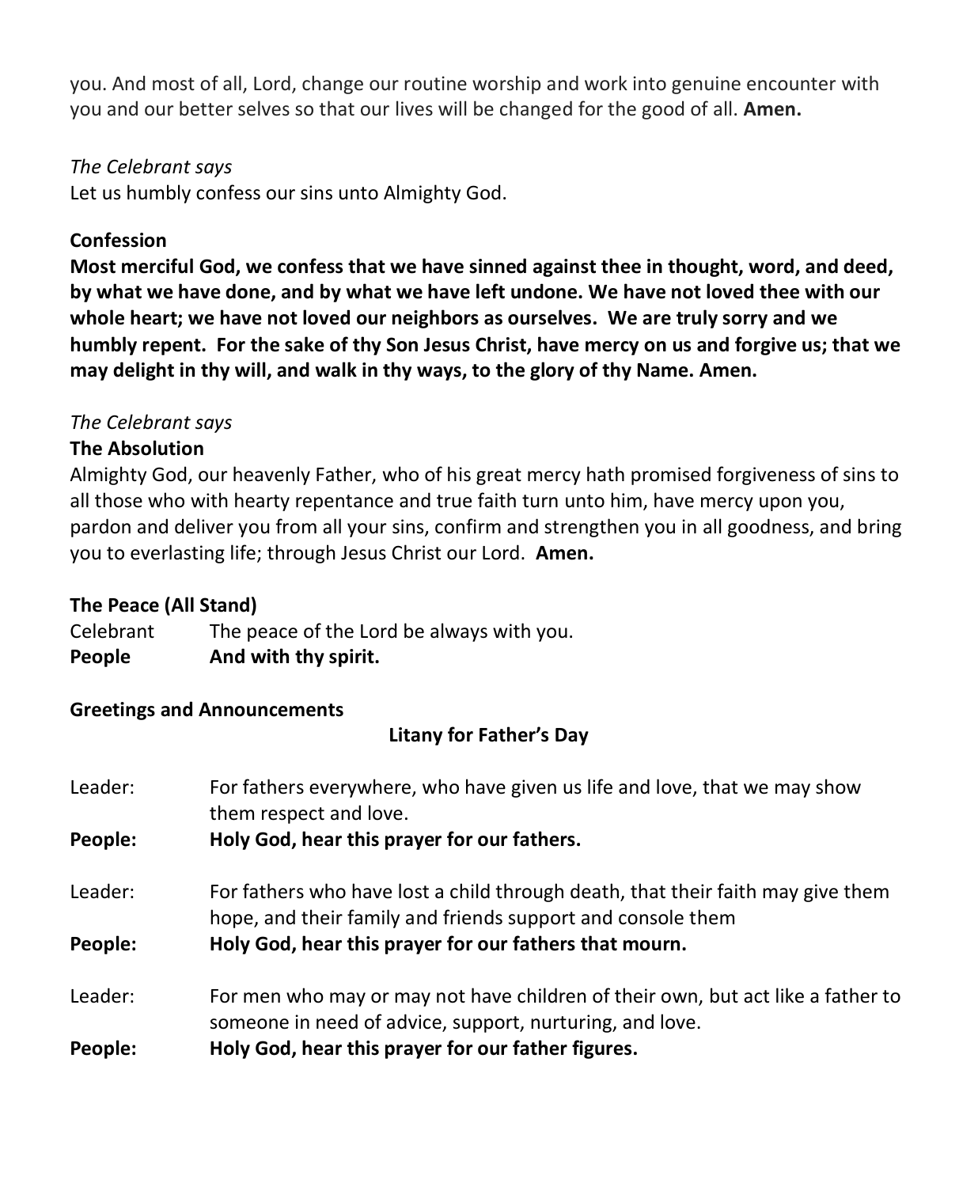you. And most of all, Lord, change our routine worship and work into genuine encounter with you and our better selves so that our lives will be changed for the good of all. **Amen.**

*The Celebrant says*
Let us humbly confess our sins unto Almighty God.

**Confession**
**Most merciful God, we confess that we have sinned against thee in thought, word, and deed, by what we have done, and by what we have left undone. We have not loved thee with our whole heart; we have not loved our neighbors as ourselves. We are truly sorry and we humbly repent. For the sake of thy Son Jesus Christ, have mercy on us and forgive us; that we may delight in thy will, and walk in thy ways, to the glory of thy Name. Amen.**

*The Celebrant says*
**The Absolution**
Almighty God, our heavenly Father, who of his great mercy hath promised forgiveness of sins to all those who with hearty repentance and true faith turn unto him, have mercy upon you, pardon and deliver you from all your sins, confirm and strengthen you in all goodness, and bring you to everlasting life; through Jesus Christ our Lord. **Amen.**

**The Peace (All Stand)**

Celebrant The peace of the Lord be always with you.
**People And with thy spirit.**

**Greetings and Announcements**

**Litany for Father's Day**

Leader: For fathers everywhere, who have given us life and love, that we may show them respect and love.
**People: Holy God, hear this prayer for our fathers.**

Leader: For fathers who have lost a child through death, that their faith may give them hope, and their family and friends support and console them
**People: Holy God, hear this prayer for our fathers that mourn.**

Leader: For men who may or may not have children of their own, but act like a father to someone in need of advice, support, nurturing, and love.
**People: Holy God, hear this prayer for our father figures.**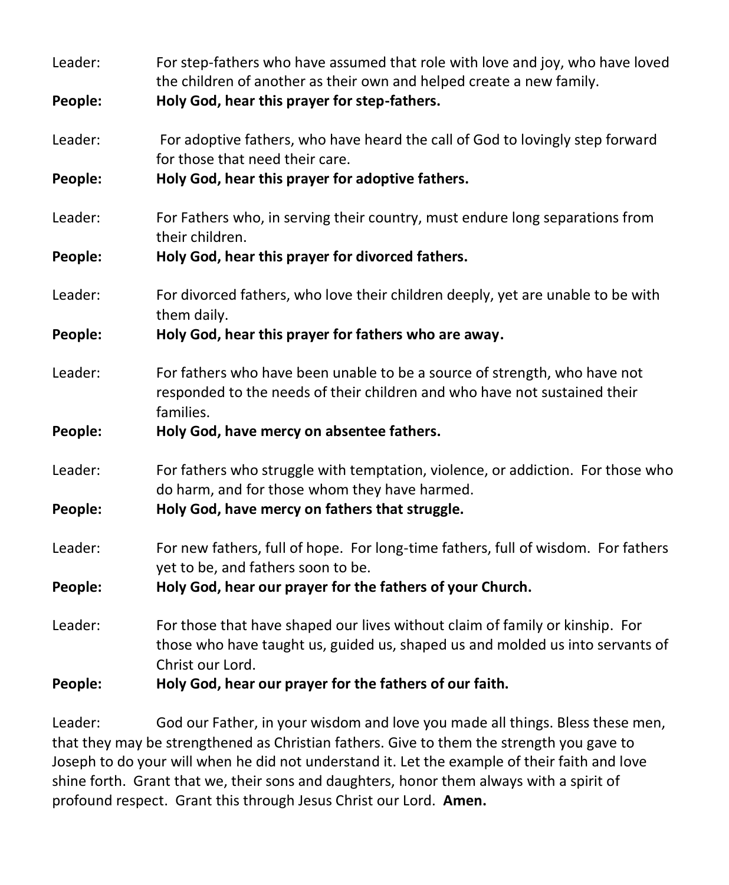Leader: For step-fathers who have assumed that role with love and joy, who have loved the children of another as their own and helped create a new family.

**People: Holy God, hear this prayer for step-fathers.**

Leader: For adoptive fathers, who have heard the call of God to lovingly step forward for those that need their care.

**People: Holy God, hear this prayer for adoptive fathers.**

Leader: For Fathers who, in serving their country, must endure long separations from their children.

**People: Holy God, hear this prayer for divorced fathers.**

Leader: For divorced fathers, who love their children deeply, yet are unable to be with them daily.

**People: Holy God, hear this prayer for fathers who are away.**

Leader: For fathers who have been unable to be a source of strength, who have not responded to the needs of their children and who have not sustained their families.

**People: Holy God, have mercy on absentee fathers.**

Leader: For fathers who struggle with temptation, violence, or addiction. For those who do harm, and for those whom they have harmed.

**People: Holy God, have mercy on fathers that struggle.**

Leader: For new fathers, full of hope. For long-time fathers, full of wisdom. For fathers yet to be, and fathers soon to be.

**People: Holy God, hear our prayer for the fathers of your Church.**

Leader: For those that have shaped our lives without claim of family or kinship. For those who have taught us, guided us, shaped us and molded us into servants of Christ our Lord.

**People: Holy God, hear our prayer for the fathers of our faith.**

Leader: God our Father, in your wisdom and love you made all things. Bless these men, that they may be strengthened as Christian fathers. Give to them the strength you gave to Joseph to do your will when he did not understand it. Let the example of their faith and love shine forth. Grant that we, their sons and daughters, honor them always with a spirit of profound respect. Grant this through Jesus Christ our Lord. **Amen.**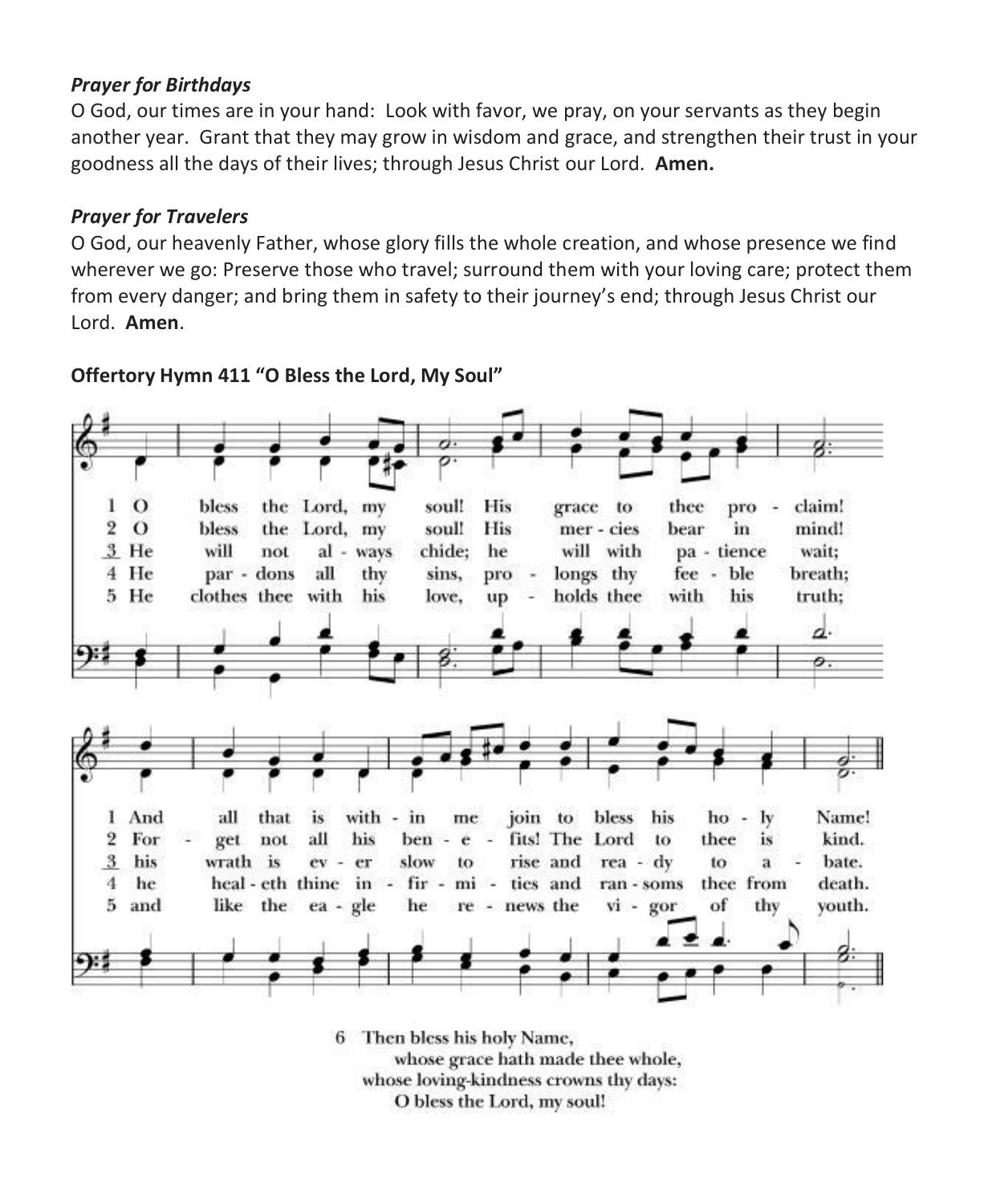*Prayer for Birthdays*
O God, our times are in your hand: Look with favor, we pray, on your servants as they begin another year. Grant that they may grow in wisdom and grace, and strengthen their trust in your goodness all the days of their lives; through Jesus Christ our Lord. **Amen.**

*Prayer for Travelers*
O God, our heavenly Father, whose glory fills the whole creation, and whose presence we find wherever we go: Preserve those who travel; surround them with your loving care; protect them from every danger; and bring them in safety to their journey's end; through Jesus Christ our Lord. **Amen**.

**Offertory Hymn 411 "O Bless the Lord, My Soul"**

1 O bless the Lord, my soul! His grace to thee proclaim! And all that is within me join to bless his holy Name!

2 O bless the Lord, my soul! His mercies bear in mind! Forget not all his benefits! The Lord to thee is kind.

3 He will not always chide; he will with patience wait; his wrath is ever slow to rise and ready to abate.

4 He pardons all thy sins, prolongs thy feeble breath; he healeth thine infirmities and ransoms thee from death.

5 He clothes thee with his love, upholds thee with his truth; and like the eagle he renews the vigor of thy youth.

6 Then bless his holy Name,
whose grace hath made thee whole,
whose loving-kindness crowns thy days:
O bless the Lord, my soul!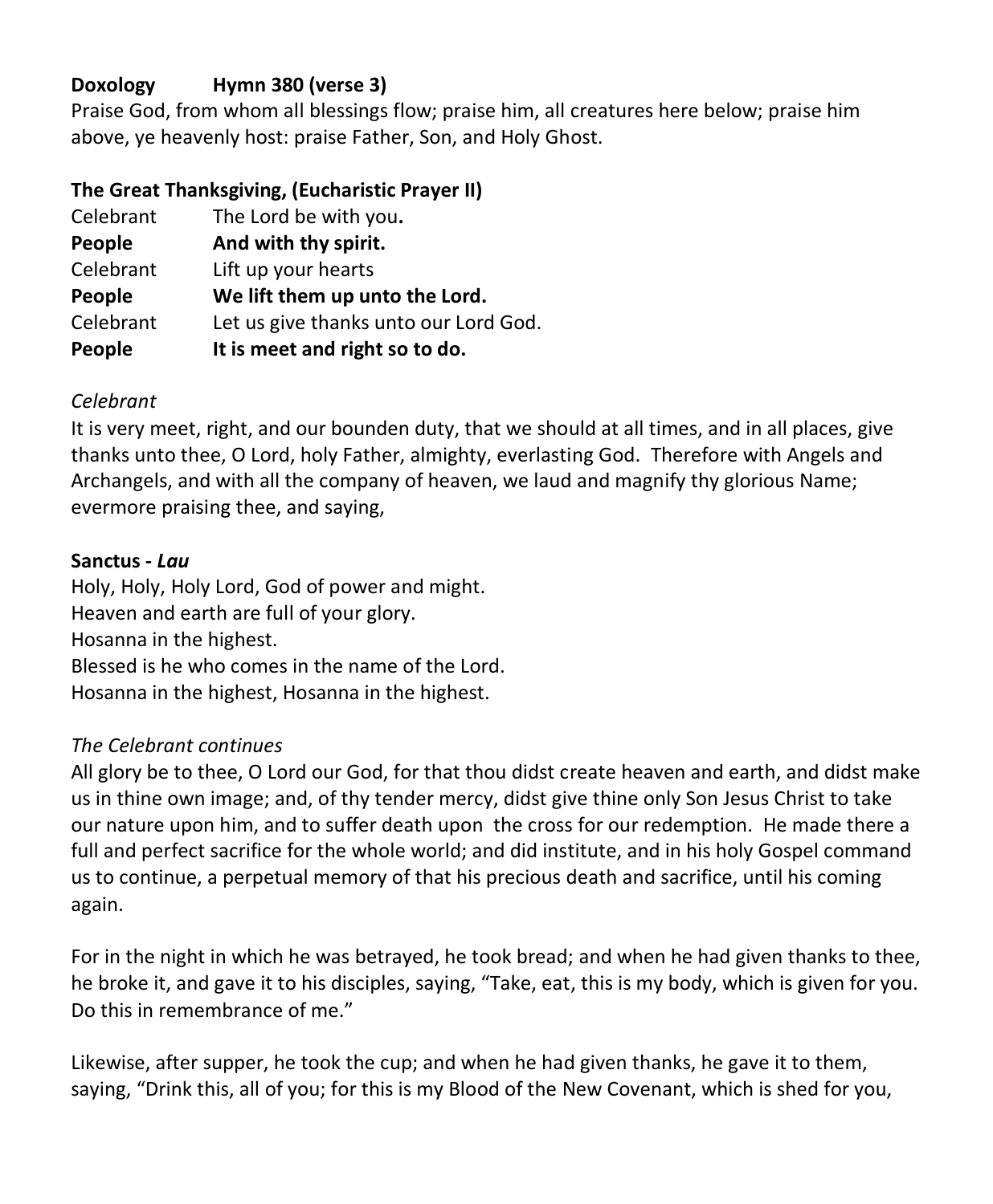**Doxology		Hymn 380 (verse 3)**

Praise God, from whom all blessings flow; praise him, all creatures here below; praise him above, ye heavenly host: praise Father, Son, and Holy Ghost.

**The Great Thanksgiving, (Eucharistic Prayer II)**

Celebrant		The Lord be with you.
**People		And with thy spirit.**
Celebrant		Lift up your hearts
**People		We lift them up unto the Lord.**
Celebrant		Let us give thanks unto our Lord God.
**People		It is meet and right so to do.**

*Celebrant*

It is very meet, right, and our bounden duty, that we should at all times, and in all places, give thanks unto thee, O Lord, holy Father, almighty, everlasting God. Therefore with Angels and Archangels, and with all the company of heaven, we laud and magnify thy glorious Name; evermore praising thee, and saying,

**Sanctus - *Lau***

Holy, Holy, Holy Lord, God of power and might.
Heaven and earth are full of your glory.
Hosanna in the highest.
Blessed is he who comes in the name of the Lord.
Hosanna in the highest, Hosanna in the highest.

*The Celebrant continues*

All glory be to thee, O Lord our God, for that thou didst create heaven and earth, and didst make us in thine own image; and, of thy tender mercy, didst give thine only Son Jesus Christ to take our nature upon him, and to suffer death upon the cross for our redemption. He made there a full and perfect sacrifice for the whole world; and did institute, and in his holy Gospel command us to continue, a perpetual memory of that his precious death and sacrifice, until his coming again.

For in the night in which he was betrayed, he took bread; and when he had given thanks to thee, he broke it, and gave it to his disciples, saying, "Take, eat, this is my body, which is given for you. Do this in remembrance of me."

Likewise, after supper, he took the cup; and when he had given thanks, he gave it to them, saying, "Drink this, all of you; for this is my Blood of the New Covenant, which is shed for you,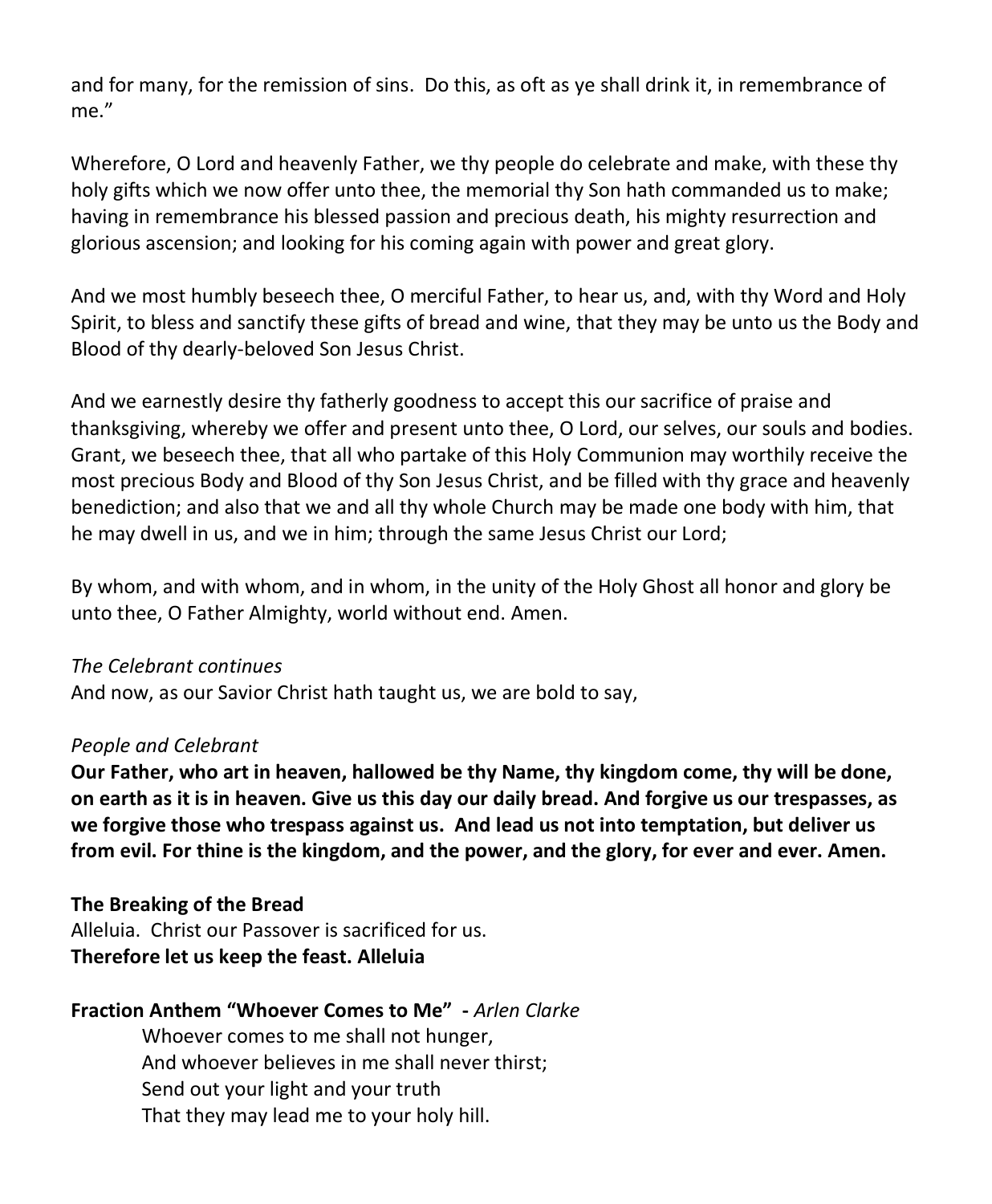and for many, for the remission of sins. Do this, as oft as ye shall drink it, in remembrance of me."

Wherefore, O Lord and heavenly Father, we thy people do celebrate and make, with these thy holy gifts which we now offer unto thee, the memorial thy Son hath commanded us to make; having in remembrance his blessed passion and precious death, his mighty resurrection and glorious ascension; and looking for his coming again with power and great glory.

And we most humbly beseech thee, O merciful Father, to hear us, and, with thy Word and Holy Spirit, to bless and sanctify these gifts of bread and wine, that they may be unto us the Body and Blood of thy dearly-beloved Son Jesus Christ.

And we earnestly desire thy fatherly goodness to accept this our sacrifice of praise and thanksgiving, whereby we offer and present unto thee, O Lord, our selves, our souls and bodies. Grant, we beseech thee, that all who partake of this Holy Communion may worthily receive the most precious Body and Blood of thy Son Jesus Christ, and be filled with thy grace and heavenly benediction; and also that we and all thy whole Church may be made one body with him, that he may dwell in us, and we in him; through the same Jesus Christ our Lord;

By whom, and with whom, and in whom, in the unity of the Holy Ghost all honor and glory be unto thee, O Father Almighty, world without end. Amen.

*The Celebrant continues*
And now, as our Savior Christ hath taught us, we are bold to say,

*People and Celebrant*
**Our Father, who art in heaven, hallowed be thy Name, thy kingdom come, thy will be done, on earth as it is in heaven. Give us this day our daily bread. And forgive us our trespasses, as we forgive those who trespass against us. And lead us not into temptation, but deliver us from evil. For thine is the kingdom, and the power, and the glory, for ever and ever. Amen.**

**The Breaking of the Bread**
Alleluia. Christ our Passover is sacrificed for us.
**Therefore let us keep the feast. Alleluia**

**Fraction Anthem "Whoever Comes to Me" -** *Arlen Clarke*

Whoever comes to me shall not hunger,
And whoever believes in me shall never thirst;
Send out your light and your truth
That they may lead me to your holy hill.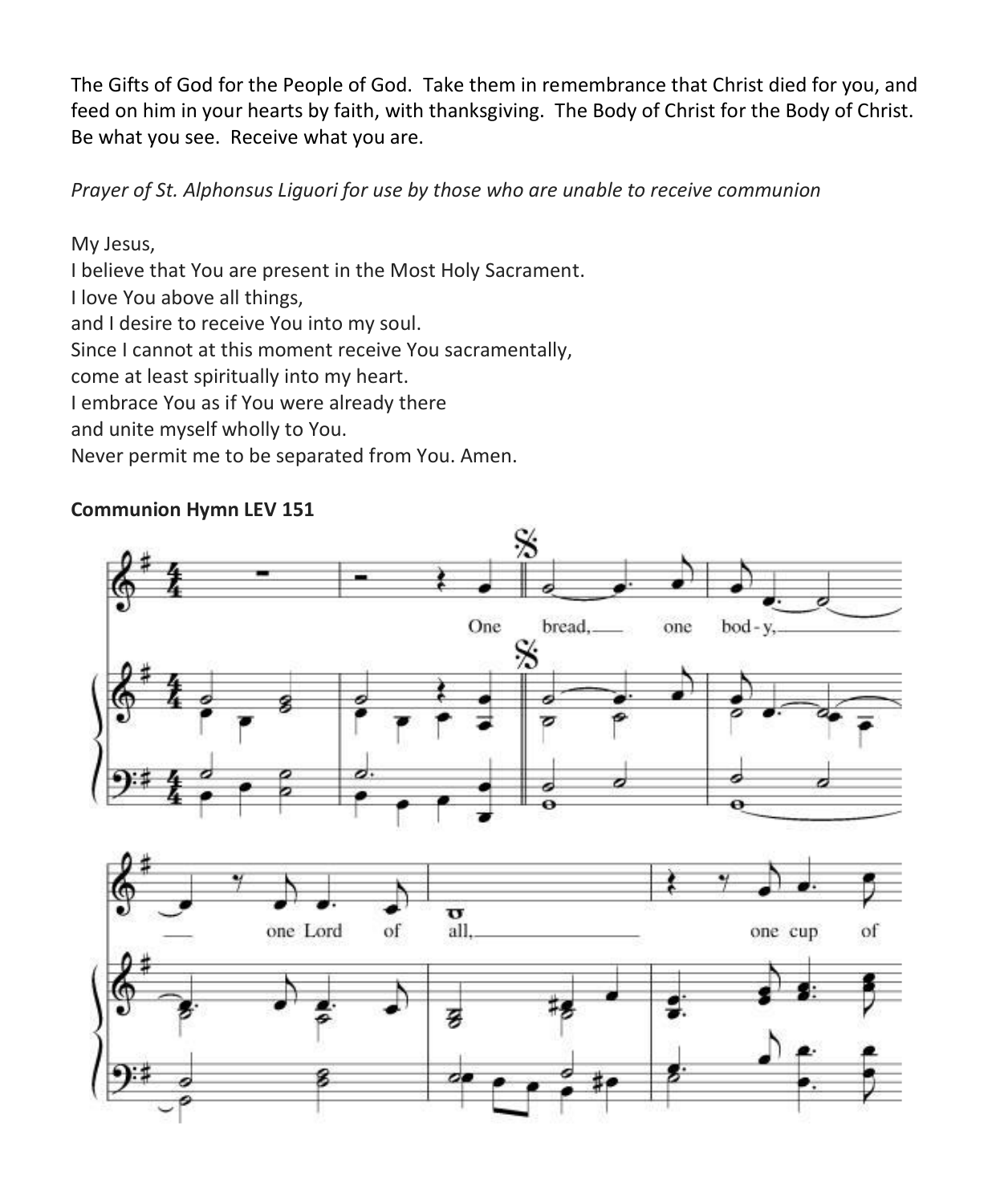The Gifts of God for the People of God. Take them in remembrance that Christ died for you, and feed on him in your hearts by faith, with thanksgiving. The Body of Christ for the Body of Christ. Be what you see. Receive what you are.

*Prayer of St. Alphonsus Liguori for use by those who are unable to receive communion*

My Jesus,
I believe that You are present in the Most Holy Sacrament.
I love You above all things,
and I desire to receive You into my soul.
Since I cannot at this moment receive You sacramentally,
come at least spiritually into my heart.
I embrace You as if You were already there
and unite myself wholly to You.
Never permit me to be separated from You. Amen.

**Communion Hymn LEV 151**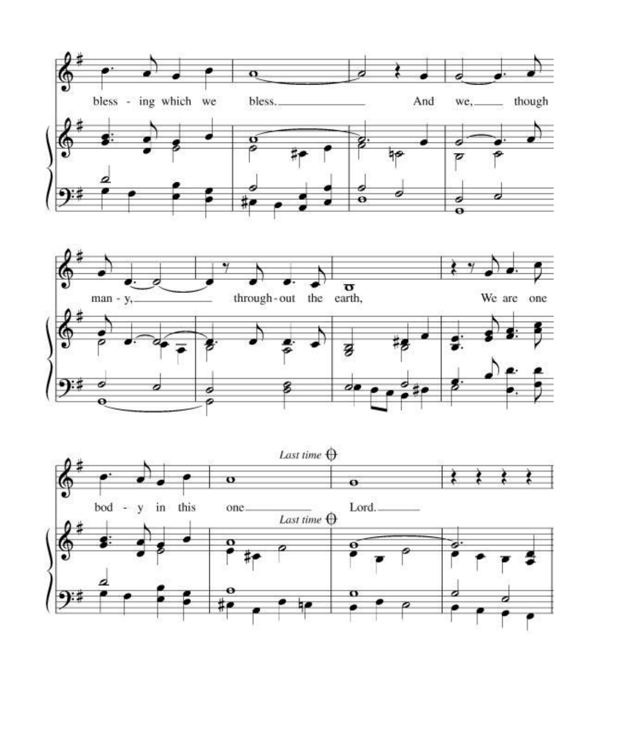bless - ing which we bless. And we, though

man - y, through-out the earth, We are one

*Last time*

bod - y in this one Lord.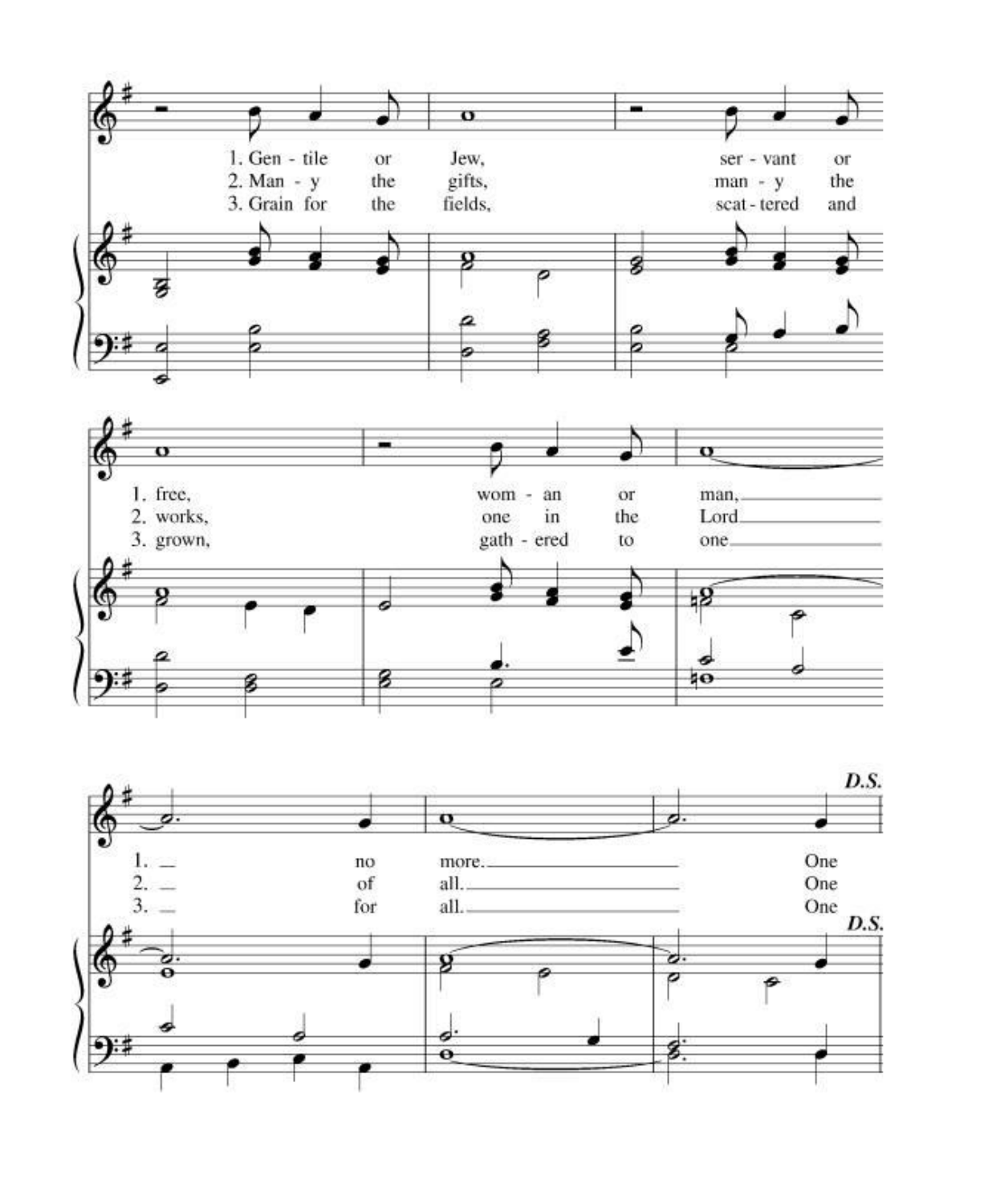1. Gen - tile or Jew, ser - vant or
2. Man - y the gifts, man - y the
3. Grain for the fields, scat - tered and

1. free, wom - an or man,
2. works, one in the Lord
3. grown, gath - ered to one

1. no more. One
2. of all. One
3. for all. One

*D.S.*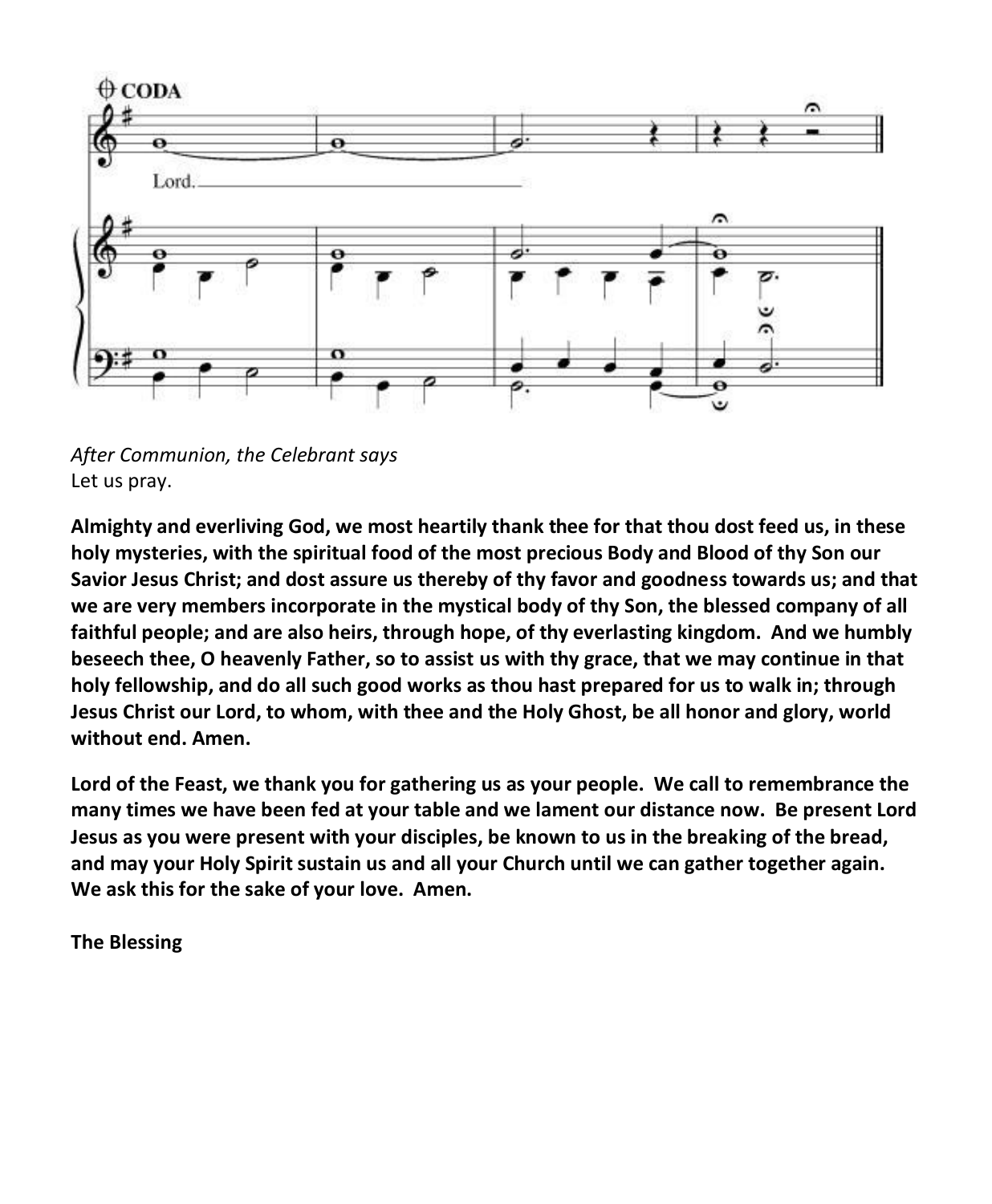After Communion, the Celebrant says*
Let us pray.

**Almighty and everliving God, we most heartily thank thee for that thou dost feed us, in these holy mysteries, with the spiritual food of the most precious Body and Blood of thy Son our Savior Jesus Christ; and dost assure us thereby of thy favor and goodness towards us; and that we are very members incorporate in the mystical body of thy Son, the blessed company of all faithful people; and are also heirs, through hope, of thy everlasting kingdom. And we humbly beseech thee, O heavenly Father, so to assist us with thy grace, that we may continue in that holy fellowship, and do all such good works as thou hast prepared for us to walk in; through Jesus Christ our Lord, to whom, with thee and the Holy Ghost, be all honor and glory, world without end. Amen.**

**Lord of the Feast, we thank you for gathering us as your people. We call to remembrance the many times we have been fed at your table and we lament our distance now. Be present Lord Jesus as you were present with your disciples, be known to us in the breaking of the bread, and may your Holy Spirit sustain us and all your Church until we can gather together again. We ask this for the sake of your love. Amen.**

**The Blessing**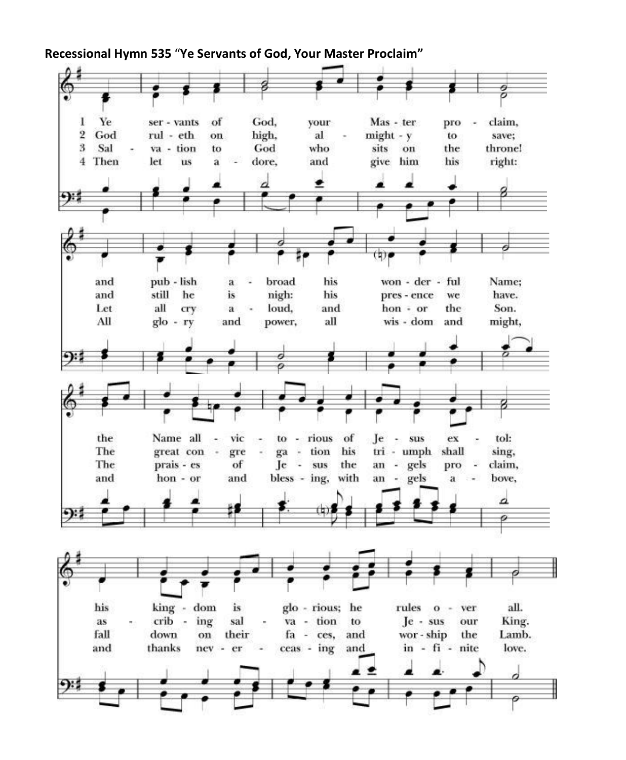**Recessional Hymn 535 "Ye Servants of God, Your Master Proclaim"**

1 Ye servants of God, your Master proclaim, and publish abroad his wonderful Name; the Name all-victorious of Jesus extol: his kingdom is glorious; he rules over all.

2 God ruleth on high, almighty to save; and still he is nigh: his presence we have. The great congregation his triumph shall sing, ascribing salvation to Jesus our King.

3 Salvation to God who sits on the throne! Let all cry aloud, and honor the Son. The praises of Jesus the angels proclaim, fall down on their faces, and worship the Lamb.

4 Then let us adore, and give him his right: All glory and power, all wisdom and might, and honor and blessing, with angels above, and thanks never-ceasing and infinite love.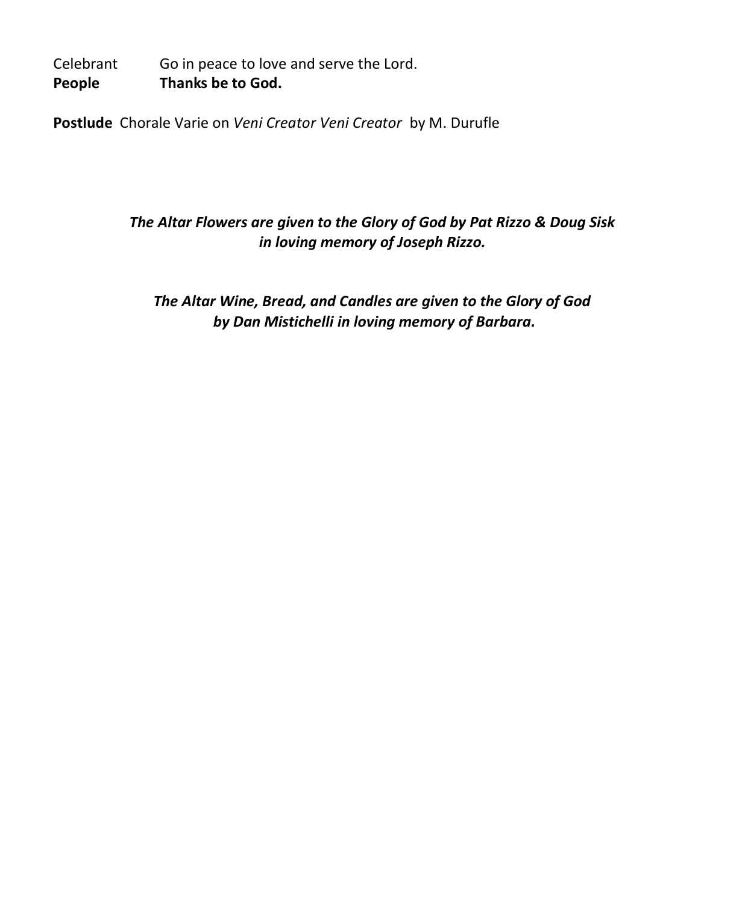Celebrant Go in peace to love and serve the Lord.
**People** **Thanks be to God.**

**Postlude** Chorale Varie on *Veni Creator Veni Creator* by M. Durufle

***The Altar Flowers are given to the Glory of God by Pat Rizzo & Doug Sisk in loving memory of Joseph Rizzo.***

***The Altar Wine, Bread, and Candles are given to the Glory of God by Dan Mistichelli in loving memory of Barbara.***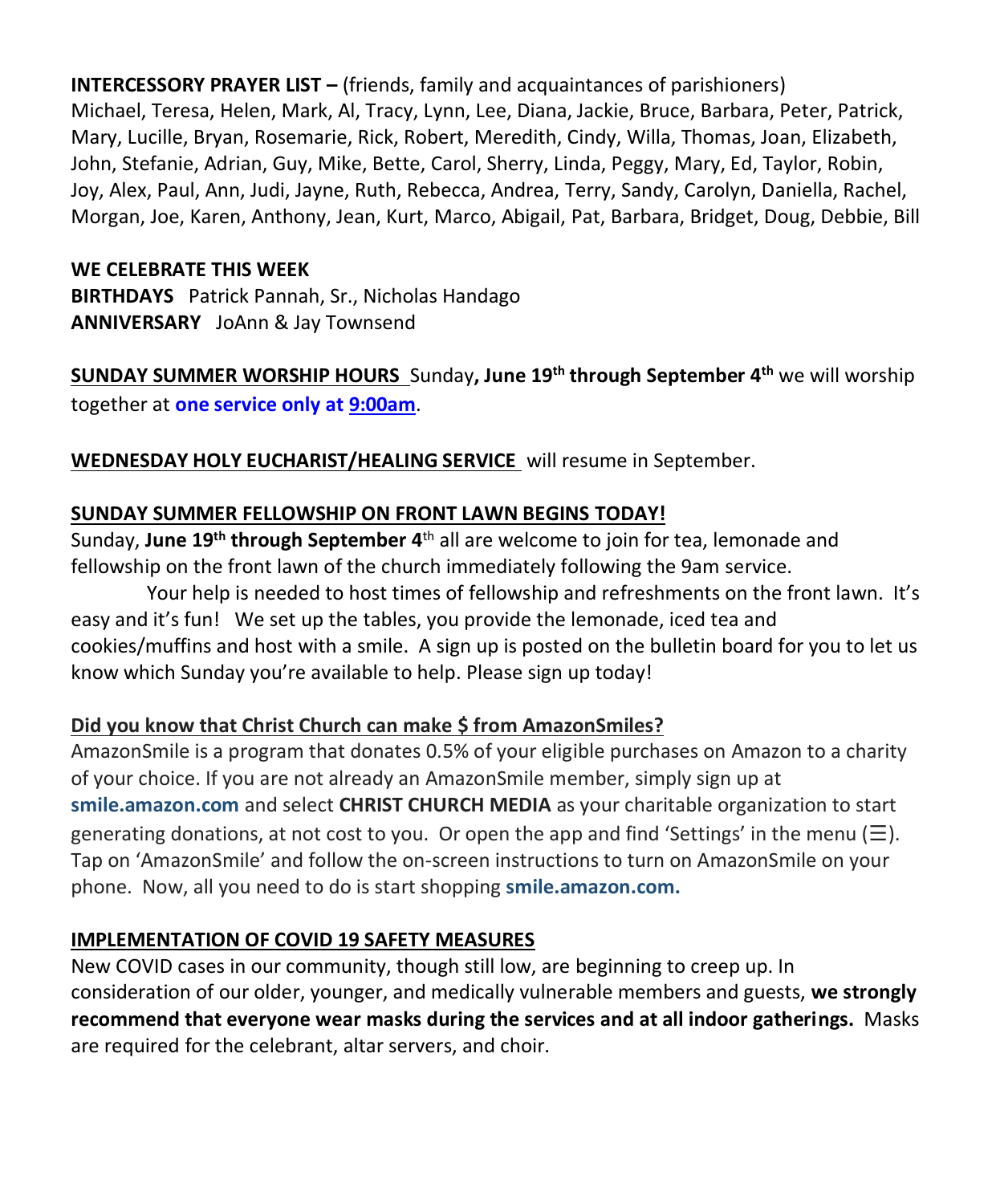**INTERCESSORY PRAYER LIST –** (friends, family and acquaintances of parishioners)
Michael, Teresa, Helen, Mark, Al, Tracy, Lynn, Lee, Diana, Jackie, Bruce, Barbara, Peter, Patrick, Mary, Lucille, Bryan, Rosemarie, Rick, Robert, Meredith, Cindy, Willa, Thomas, Joan, Elizabeth, John, Stefanie, Adrian, Guy, Mike, Bette, Carol, Sherry, Linda, Peggy, Mary, Ed, Taylor, Robin, Joy, Alex, Paul, Ann, Judi, Jayne, Ruth, Rebecca, Andrea, Terry, Sandy, Carolyn, Daniella, Rachel, Morgan, Joe, Karen, Anthony, Jean, Kurt, Marco, Abigail, Pat, Barbara, Bridget, Doug, Debbie, Bill

**WE CELEBRATE THIS WEEK**
**BIRTHDAYS** Patrick Pannah, Sr., Nicholas Handago
**ANNIVERSARY** JoAnn & Jay Townsend

**SUNDAY SUMMER WORSHIP HOURS** Sunday**, June 19th through September 4th** we will worship together at **one service only at 9:00am**.

**WEDNESDAY HOLY EUCHARIST/HEALING SERVICE** will resume in September.

**SUNDAY SUMMER FELLOWSHIP ON FRONT LAWN BEGINS TODAY!**
Sunday, **June 19th through September 4th** all are welcome to join for tea, lemonade and fellowship on the front lawn of the church immediately following the 9am service.

Your help is needed to host times of fellowship and refreshments on the front lawn. It's easy and it's fun! We set up the tables, you provide the lemonade, iced tea and cookies/muffins and host with a smile. A sign up is posted on the bulletin board for you to let us know which Sunday you're available to help. Please sign up today!

**Did you know that Christ Church can make $ from AmazonSmiles?**
AmazonSmile is a program that donates 0.5% of your eligible purchases on Amazon to a charity of your choice. If you are not already an AmazonSmile member, simply sign up at **smile.amazon.com** and select **CHRIST CHURCH MEDIA** as your charitable organization to start generating donations, at not cost to you. Or open the app and find 'Settings' in the menu (☰). Tap on 'AmazonSmile' and follow the on-screen instructions to turn on AmazonSmile on your phone. Now, all you need to do is start shopping **smile.amazon.com.**

**IMPLEMENTATION OF COVID 19 SAFETY MEASURES**
New COVID cases in our community, though still low, are beginning to creep up. In consideration of our older, younger, and medically vulnerable members and guests, **we strongly recommend that everyone wear masks during the services and at all indoor gatherings.** Masks are required for the celebrant, altar servers, and choir.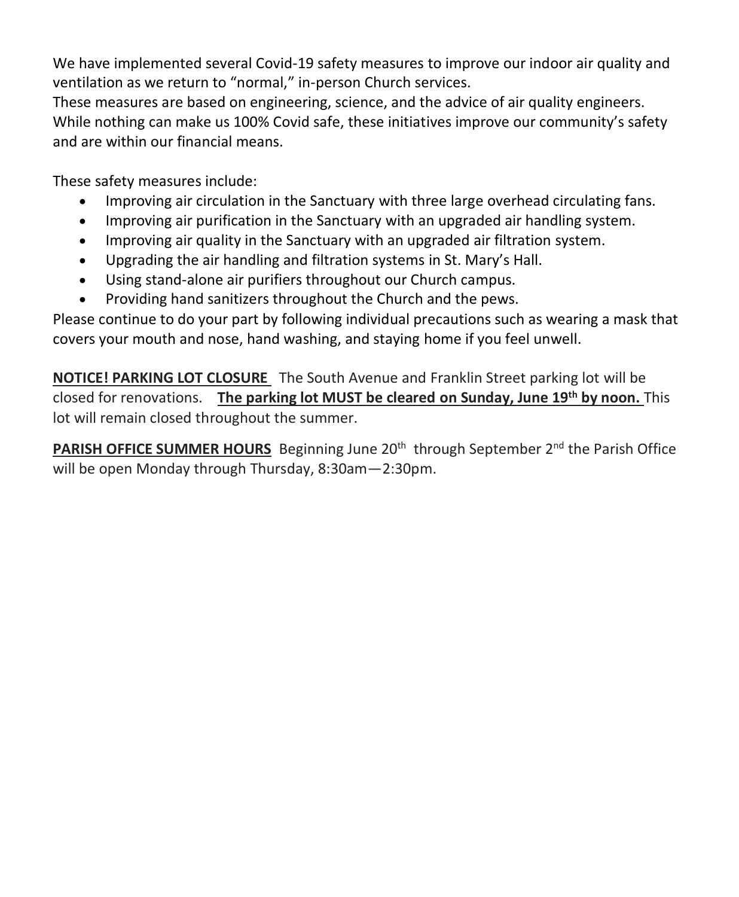We have implemented several Covid-19 safety measures to improve our indoor air quality and ventilation as we return to "normal," in-person Church services.
These measures are based on engineering, science, and the advice of air quality engineers. While nothing can make us 100% Covid safe, these initiatives improve our community's safety and are within our financial means.

These safety measures include:

- Improving air circulation in the Sanctuary with three large overhead circulating fans.
- Improving air purification in the Sanctuary with an upgraded air handling system.
- Improving air quality in the Sanctuary with an upgraded air filtration system.
- Upgrading the air handling and filtration systems in St. Mary's Hall.
- Using stand-alone air purifiers throughout our Church campus.
- Providing hand sanitizers throughout the Church and the pews.

Please continue to do your part by following individual precautions such as wearing a mask that covers your mouth and nose, hand washing, and staying home if you feel unwell.

**NOTICE! PARKING LOT CLOSURE** The South Avenue and Franklin Street parking lot will be closed for renovations. **The parking lot MUST be cleared on Sunday, June 19th by noon.** This lot will remain closed throughout the summer.

**PARISH OFFICE SUMMER HOURS** Beginning June 20th through September 2nd the Parish Office will be open Monday through Thursday, 8:30am—2:30pm.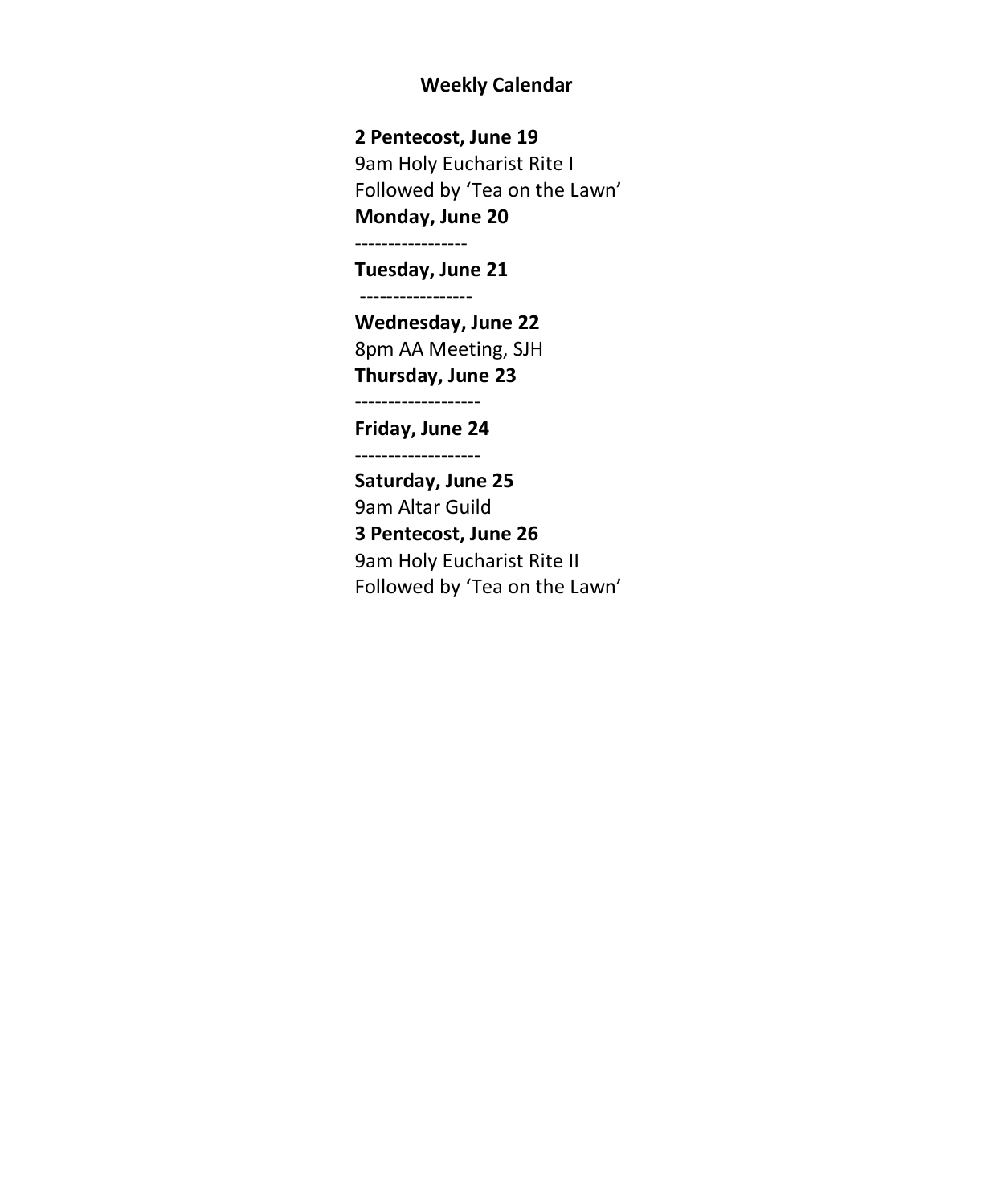## Weekly Calendar

**2 Pentecost, June 19**
9am Holy Eucharist Rite I
Followed by 'Tea on the Lawn'

**Monday, June 20**
-----------------

**Tuesday, June 21**
-----------------

**Wednesday, June 22**
8pm AA Meeting, SJH

**Thursday, June 23**
-------------------

**Friday, June 24**
-------------------

**Saturday, June 25**
9am Altar Guild

**3 Pentecost, June 26**
9am Holy Eucharist Rite II
Followed by 'Tea on the Lawn'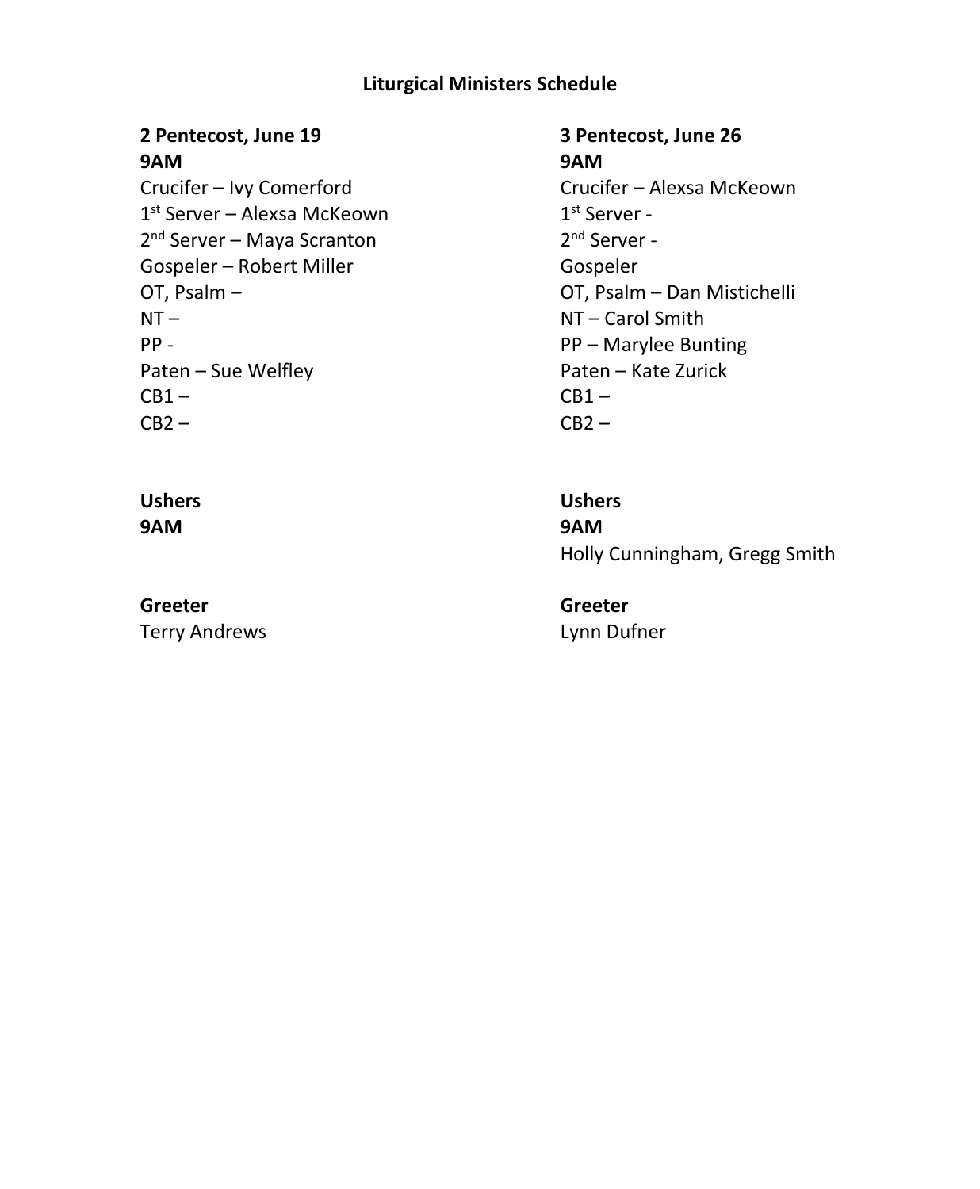## Liturgical Ministers Schedule

**2 Pentecost, June 19**
**9AM**
Crucifer – Ivy Comerford
1st Server – Alexsa McKeown
2nd Server – Maya Scranton
Gospeler – Robert Miller
OT, Psalm –
NT –
PP -
Paten – Sue Welfley
CB1 –
CB2 –

**Ushers**
**9AM**

**Greeter**
Terry Andrews

**3 Pentecost, June 26**
**9AM**
Crucifer – Alexsa McKeown
1st Server -
2nd Server -
Gospeler
OT, Psalm – Dan Mistichelli
NT – Carol Smith
PP – Marylee Bunting
Paten – Kate Zurick
CB1 –
CB2 –

**Ushers**
**9AM**
Holly Cunningham, Gregg Smith

**Greeter**
Lynn Dufner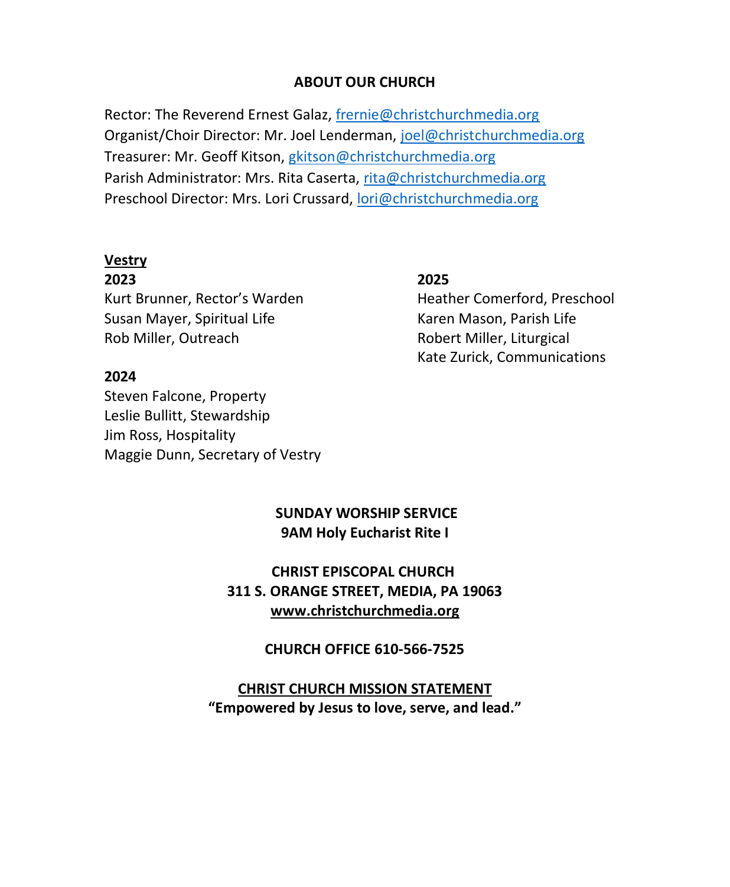## ABOUT OUR CHURCH

Rector: The Reverend Ernest Galaz, frernie@christchurchmedia.org
Organist/Choir Director: Mr. Joel Lenderman, joel@christchurchmedia.org
Treasurer: Mr. Geoff Kitson, gkitson@christchurchmedia.org
Parish Administrator: Mrs. Rita Caserta, rita@christchurchmedia.org
Preschool Director: Mrs. Lori Crussard, lori@christchurchmedia.org

**Vestry**

**2023**
Kurt Brunner, Rector's Warden
Susan Mayer, Spiritual Life
Rob Miller, Outreach

**2024**
Steven Falcone, Property
Leslie Bullitt, Stewardship
Jim Ross, Hospitality
Maggie Dunn, Secretary of Vestry

**2025**
Heather Comerford, Preschool
Karen Mason, Parish Life
Robert Miller, Liturgical
Kate Zurick, Communications

**SUNDAY WORSHIP SERVICE**
**9AM Holy Eucharist Rite I**

**CHRIST EPISCOPAL CHURCH**
**311 S. ORANGE STREET, MEDIA, PA 19063**
**www.christchurchmedia.org**

**CHURCH OFFICE 610-566-7525**

**CHRIST CHURCH MISSION STATEMENT**
**"Empowered by Jesus to love, serve, and lead."**